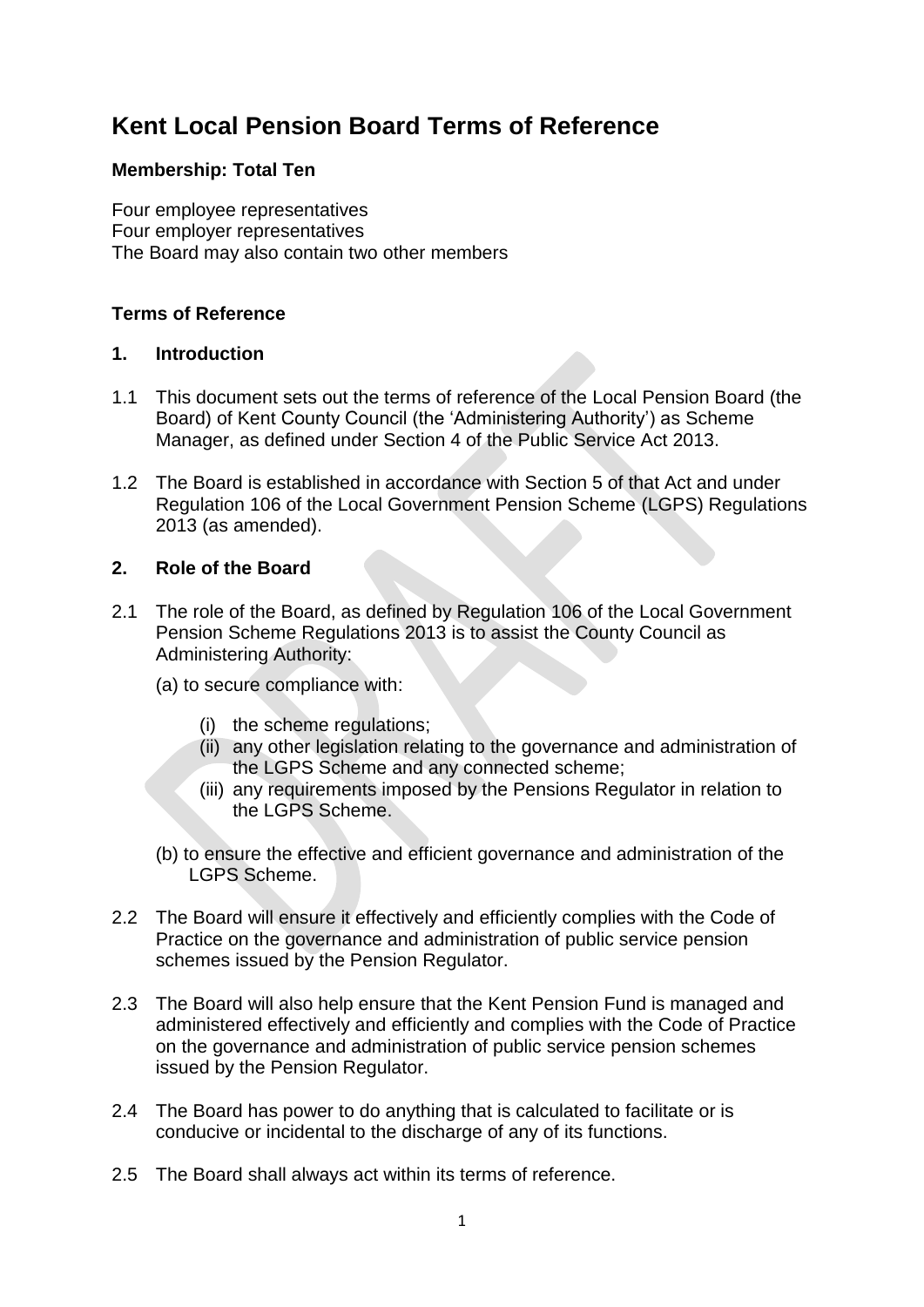# Kent Local Pension Board Terms of Reference

**Membership: Total Ten**

Four employee representatives
Four employer representatives
The Board may also contain two other members

**Terms of Reference**

## 1. Introduction

1.1 This document sets out the terms of reference of the Local Pension Board (the Board) of Kent County Council (the 'Administering Authority') as Scheme Manager, as defined under Section 4 of the Public Service Act 2013.

1.2 The Board is established in accordance with Section 5 of that Act and under Regulation 106 of the Local Government Pension Scheme (LGPS) Regulations 2013 (as amended).

## 2. Role of the Board

2.1 The role of the Board, as defined by Regulation 106 of the Local Government Pension Scheme Regulations 2013 is to assist the County Council as Administering Authority:

(a) to secure compliance with:

- (i) the scheme regulations;
- (ii) any other legislation relating to the governance and administration of the LGPS Scheme and any connected scheme;
- (iii) any requirements imposed by the Pensions Regulator in relation to the LGPS Scheme.

(b) to ensure the effective and efficient governance and administration of the LGPS Scheme.

2.2 The Board will ensure it effectively and efficiently complies with the Code of Practice on the governance and administration of public service pension schemes issued by the Pension Regulator.

2.3 The Board will also help ensure that the Kent Pension Fund is managed and administered effectively and efficiently and complies with the Code of Practice on the governance and administration of public service pension schemes issued by the Pension Regulator.

2.4 The Board has power to do anything that is calculated to facilitate or is conducive or incidental to the discharge of any of its functions.

2.5 The Board shall always act within its terms of reference.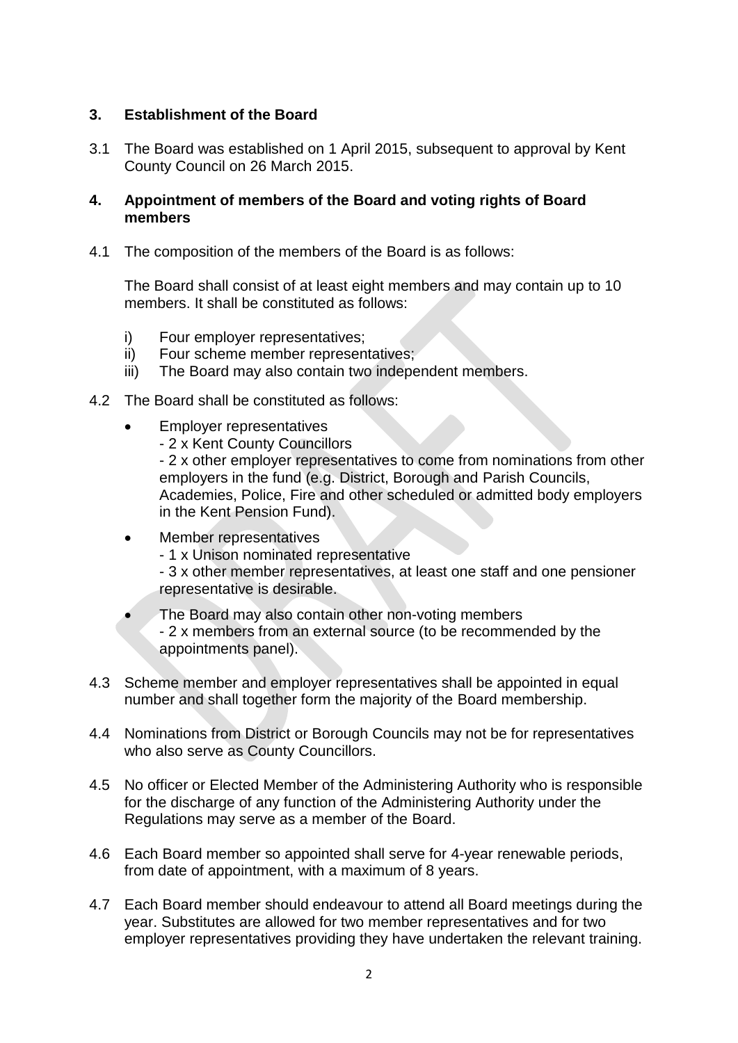## 3. Establishment of the Board

3.1 The Board was established on 1 April 2015, subsequent to approval by Kent County Council on 26 March 2015.

## 4. Appointment of members of the Board and voting rights of Board members

4.1 The composition of the members of the Board is as follows:

The Board shall consist of at least eight members and may contain up to 10 members. It shall be constituted as follows:

i) Four employer representatives;
ii) Four scheme member representatives;
iii) The Board may also contain two independent members.

4.2 The Board shall be constituted as follows:

- Employer representatives
  - 2 x Kent County Councillors
  - 2 x other employer representatives to come from nominations from other employers in the fund (e.g. District, Borough and Parish Councils, Academies, Police, Fire and other scheduled or admitted body employers in the Kent Pension Fund).
- Member representatives
  - 1 x Unison nominated representative
  - 3 x other member representatives, at least one staff and one pensioner representative is desirable.
- The Board may also contain other non-voting members
  - 2 x members from an external source (to be recommended by the appointments panel).

4.3 Scheme member and employer representatives shall be appointed in equal number and shall together form the majority of the Board membership.

4.4 Nominations from District or Borough Councils may not be for representatives who also serve as County Councillors.

4.5 No officer or Elected Member of the Administering Authority who is responsible for the discharge of any function of the Administering Authority under the Regulations may serve as a member of the Board.

4.6 Each Board member so appointed shall serve for 4-year renewable periods, from date of appointment, with a maximum of 8 years.

4.7 Each Board member should endeavour to attend all Board meetings during the year. Substitutes are allowed for two member representatives and for two employer representatives providing they have undertaken the relevant training.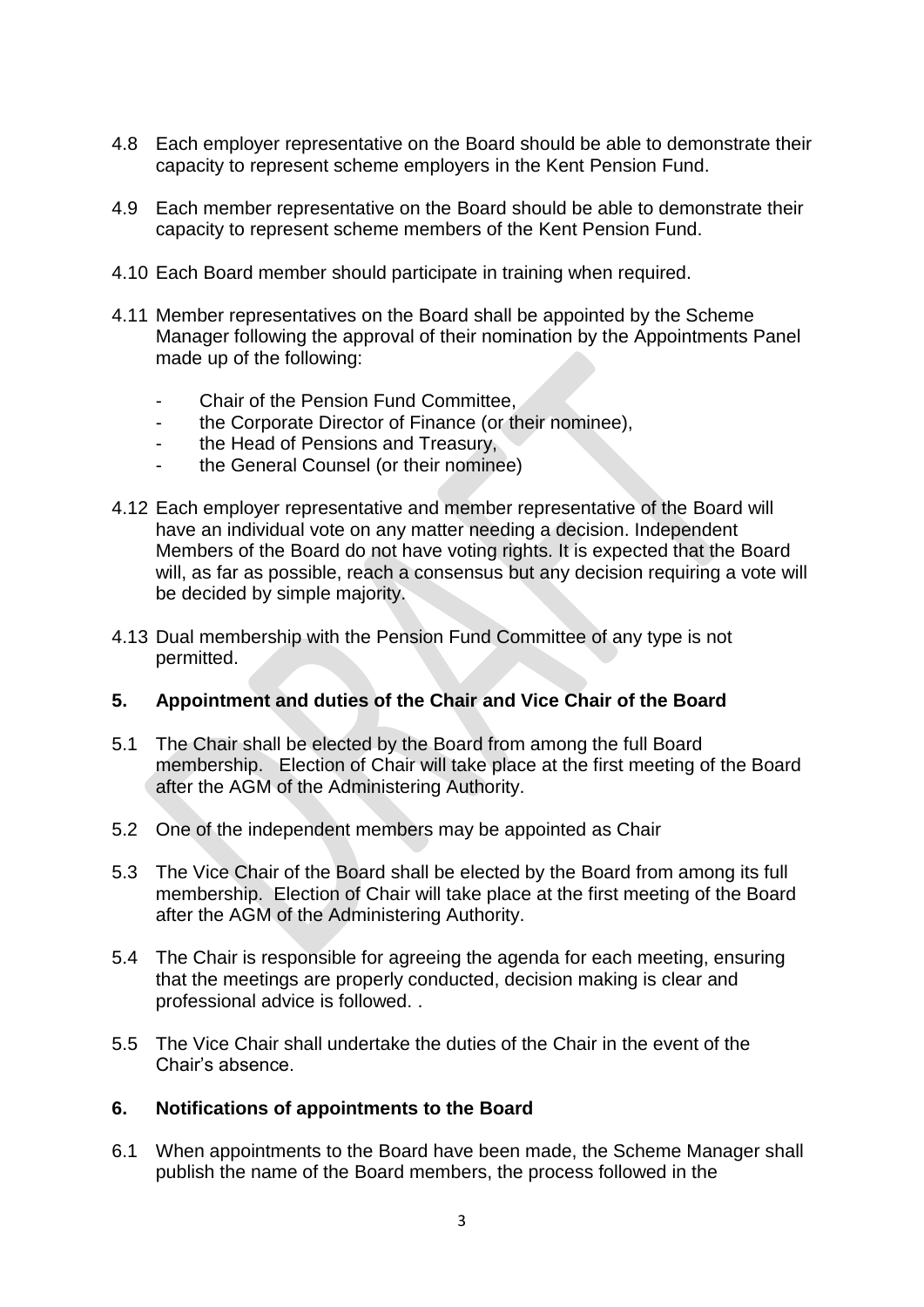4.8 Each employer representative on the Board should be able to demonstrate their capacity to represent scheme employers in the Kent Pension Fund.

4.9 Each member representative on the Board should be able to demonstrate their capacity to represent scheme members of the Kent Pension Fund.

4.10 Each Board member should participate in training when required.

4.11 Member representatives on the Board shall be appointed by the Scheme Manager following the approval of their nomination by the Appointments Panel made up of the following:

- Chair of the Pension Fund Committee,
- the Corporate Director of Finance (or their nominee),
- the Head of Pensions and Treasury,
- the General Counsel (or their nominee)

4.12 Each employer representative and member representative of the Board will have an individual vote on any matter needing a decision. Independent Members of the Board do not have voting rights. It is expected that the Board will, as far as possible, reach a consensus but any decision requiring a vote will be decided by simple majority.

4.13 Dual membership with the Pension Fund Committee of any type is not permitted.

## 5. Appointment and duties of the Chair and Vice Chair of the Board

5.1 The Chair shall be elected by the Board from among the full Board membership. Election of Chair will take place at the first meeting of the Board after the AGM of the Administering Authority.

5.2 One of the independent members may be appointed as Chair

5.3 The Vice Chair of the Board shall be elected by the Board from among its full membership. Election of Chair will take place at the first meeting of the Board after the AGM of the Administering Authority.

5.4 The Chair is responsible for agreeing the agenda for each meeting, ensuring that the meetings are properly conducted, decision making is clear and professional advice is followed. .

5.5 The Vice Chair shall undertake the duties of the Chair in the event of the Chair's absence.

## 6. Notifications of appointments to the Board

6.1 When appointments to the Board have been made, the Scheme Manager shall publish the name of the Board members, the process followed in the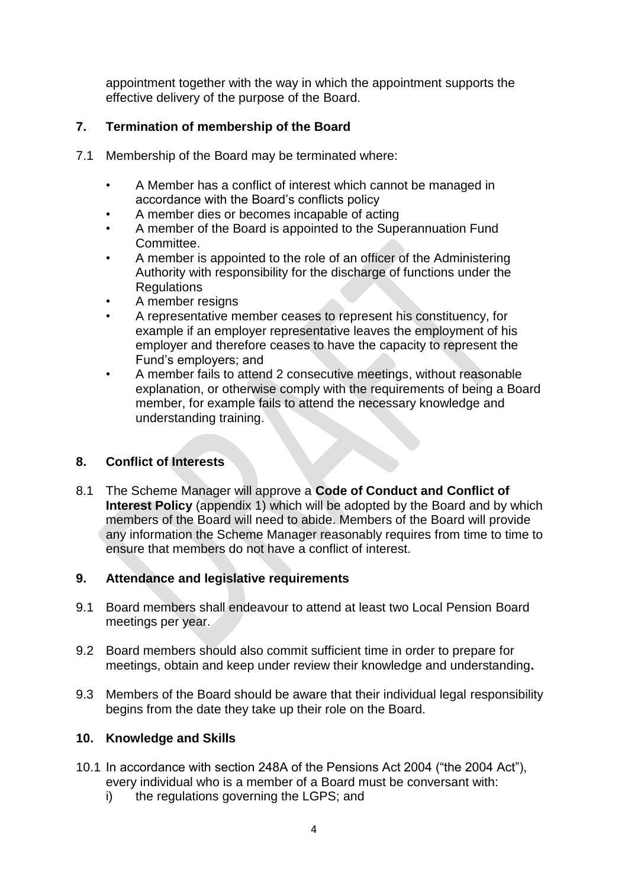appointment together with the way in which the appointment supports the effective delivery of the purpose of the Board.

## 7. Termination of membership of the Board

7.1 Membership of the Board may be terminated where:

- A Member has a conflict of interest which cannot be managed in accordance with the Board's conflicts policy
- A member dies or becomes incapable of acting
- A member of the Board is appointed to the Superannuation Fund Committee.
- A member is appointed to the role of an officer of the Administering Authority with responsibility for the discharge of functions under the Regulations
- A member resigns
- A representative member ceases to represent his constituency, for example if an employer representative leaves the employment of his employer and therefore ceases to have the capacity to represent the Fund's employers; and
- A member fails to attend 2 consecutive meetings, without reasonable explanation, or otherwise comply with the requirements of being a Board member, for example fails to attend the necessary knowledge and understanding training.

## 8. Conflict of Interests

8.1 The Scheme Manager will approve a **Code of Conduct and Conflict of Interest Policy** (appendix 1) which will be adopted by the Board and by which members of the Board will need to abide. Members of the Board will provide any information the Scheme Manager reasonably requires from time to time to ensure that members do not have a conflict of interest.

## 9. Attendance and legislative requirements

9.1 Board members shall endeavour to attend at least two Local Pension Board meetings per year.

9.2 Board members should also commit sufficient time in order to prepare for meetings, obtain and keep under review their knowledge and understanding**.**

9.3 Members of the Board should be aware that their individual legal responsibility begins from the date they take up their role on the Board.

## 10. Knowledge and Skills

10.1 In accordance with section 248A of the Pensions Act 2004 ("the 2004 Act"), every individual who is a member of a Board must be conversant with:

i) the regulations governing the LGPS; and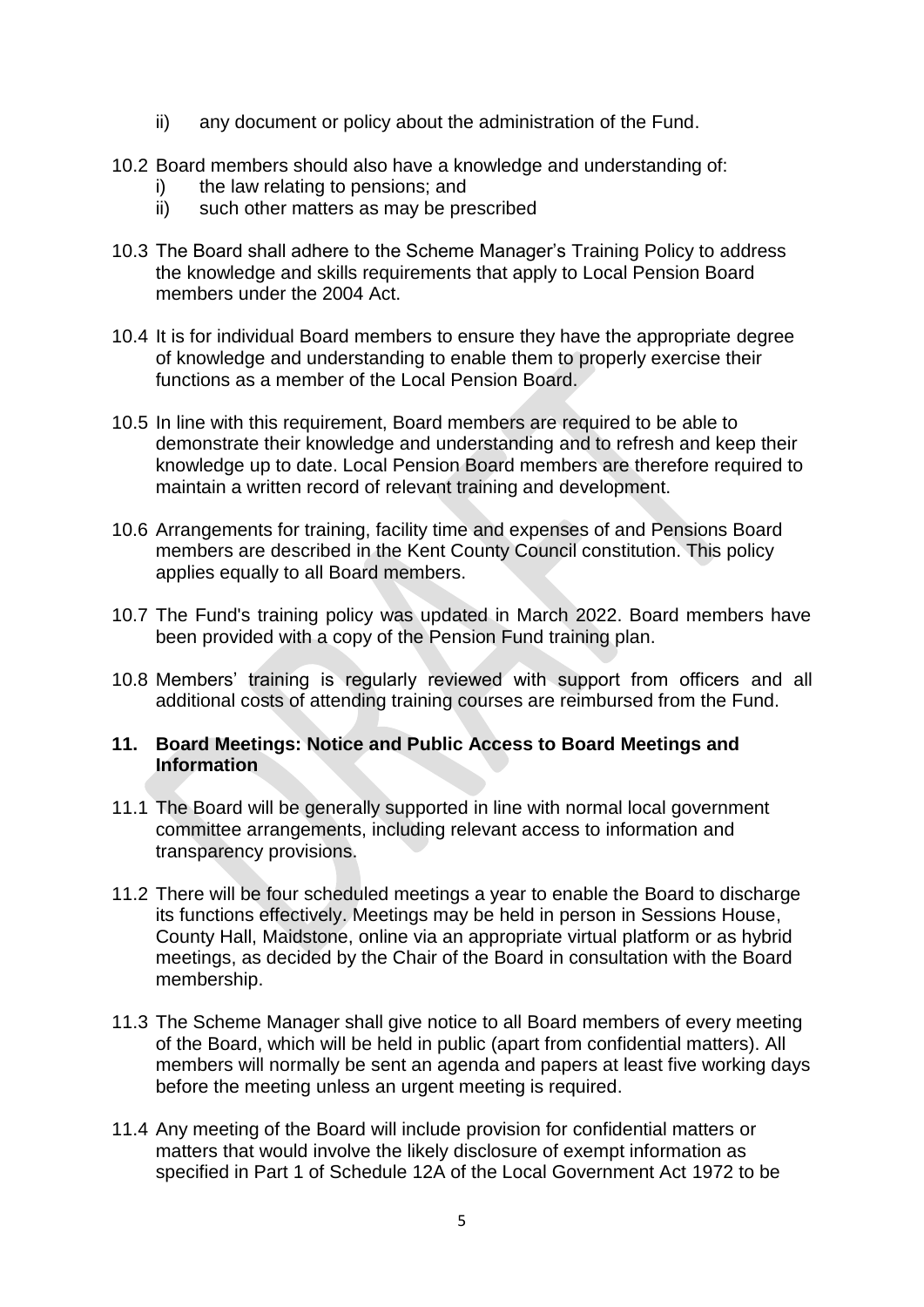ii) any document or policy about the administration of the Fund.

10.2 Board members should also have a knowledge and understanding of:
   i) the law relating to pensions; and
   ii) such other matters as may be prescribed

10.3 The Board shall adhere to the Scheme Manager's Training Policy to address the knowledge and skills requirements that apply to Local Pension Board members under the 2004 Act.

10.4 It is for individual Board members to ensure they have the appropriate degree of knowledge and understanding to enable them to properly exercise their functions as a member of the Local Pension Board.

10.5 In line with this requirement, Board members are required to be able to demonstrate their knowledge and understanding and to refresh and keep their knowledge up to date. Local Pension Board members are therefore required to maintain a written record of relevant training and development.

10.6 Arrangements for training, facility time and expenses of and Pensions Board members are described in the Kent County Council constitution. This policy applies equally to all Board members.

10.7 The Fund's training policy was updated in March 2022. Board members have been provided with a copy of the Pension Fund training plan.

10.8 Members' training is regularly reviewed with support from officers and all additional costs of attending training courses are reimbursed from the Fund.

## 11. Board Meetings: Notice and Public Access to Board Meetings and Information

11.1 The Board will be generally supported in line with normal local government committee arrangements, including relevant access to information and transparency provisions.

11.2 There will be four scheduled meetings a year to enable the Board to discharge its functions effectively. Meetings may be held in person in Sessions House, County Hall, Maidstone, online via an appropriate virtual platform or as hybrid meetings, as decided by the Chair of the Board in consultation with the Board membership.

11.3 The Scheme Manager shall give notice to all Board members of every meeting of the Board, which will be held in public (apart from confidential matters). All members will normally be sent an agenda and papers at least five working days before the meeting unless an urgent meeting is required.

11.4 Any meeting of the Board will include provision for confidential matters or matters that would involve the likely disclosure of exempt information as specified in Part 1 of Schedule 12A of the Local Government Act 1972 to be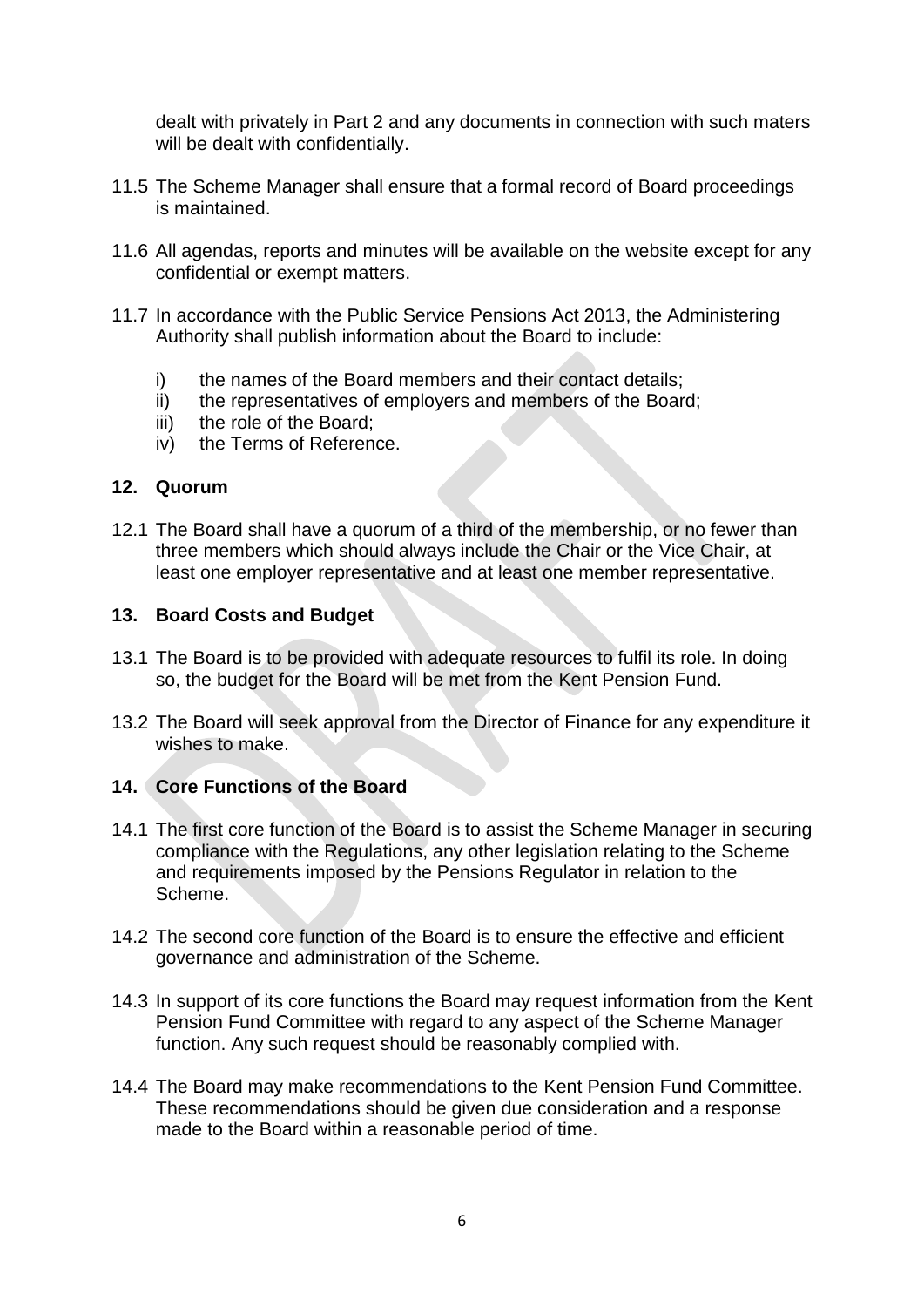dealt with privately in Part 2 and any documents in connection with such maters will be dealt with confidentially.

11.5 The Scheme Manager shall ensure that a formal record of Board proceedings is maintained.

11.6 All agendas, reports and minutes will be available on the website except for any confidential or exempt matters.

11.7 In accordance with the Public Service Pensions Act 2013, the Administering Authority shall publish information about the Board to include:

- i) the names of the Board members and their contact details;
- ii) the representatives of employers and members of the Board;
- iii) the role of the Board;
- iv) the Terms of Reference.

## 12. Quorum

12.1 The Board shall have a quorum of a third of the membership, or no fewer than three members which should always include the Chair or the Vice Chair, at least one employer representative and at least one member representative.

## 13. Board Costs and Budget

13.1 The Board is to be provided with adequate resources to fulfil its role. In doing so, the budget for the Board will be met from the Kent Pension Fund.

13.2 The Board will seek approval from the Director of Finance for any expenditure it wishes to make.

## 14. Core Functions of the Board

14.1 The first core function of the Board is to assist the Scheme Manager in securing compliance with the Regulations, any other legislation relating to the Scheme and requirements imposed by the Pensions Regulator in relation to the Scheme.

14.2 The second core function of the Board is to ensure the effective and efficient governance and administration of the Scheme.

14.3 In support of its core functions the Board may request information from the Kent Pension Fund Committee with regard to any aspect of the Scheme Manager function. Any such request should be reasonably complied with.

14.4 The Board may make recommendations to the Kent Pension Fund Committee. These recommendations should be given due consideration and a response made to the Board within a reasonable period of time.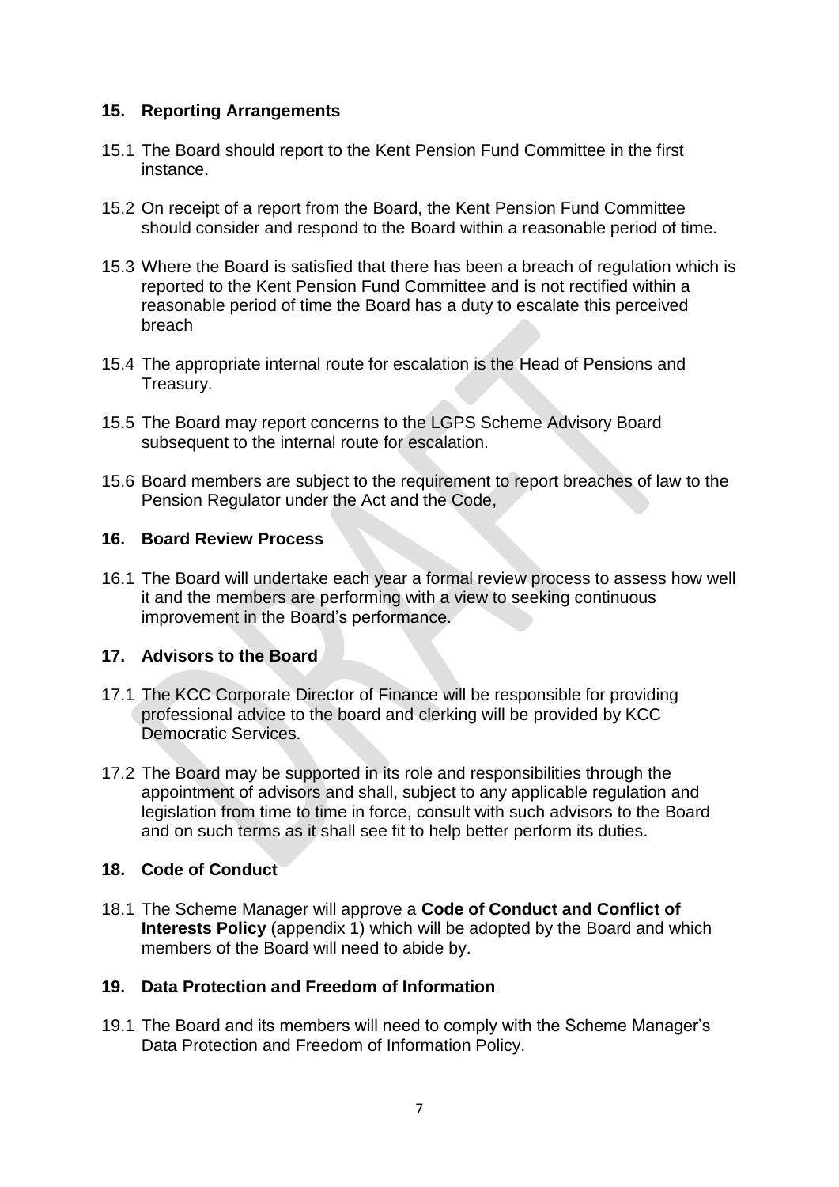## 15. Reporting Arrangements

15.1 The Board should report to the Kent Pension Fund Committee in the first instance.

15.2 On receipt of a report from the Board, the Kent Pension Fund Committee should consider and respond to the Board within a reasonable period of time.

15.3 Where the Board is satisfied that there has been a breach of regulation which is reported to the Kent Pension Fund Committee and is not rectified within a reasonable period of time the Board has a duty to escalate this perceived breach

15.4 The appropriate internal route for escalation is the Head of Pensions and Treasury.

15.5 The Board may report concerns to the LGPS Scheme Advisory Board subsequent to the internal route for escalation.

15.6 Board members are subject to the requirement to report breaches of law to the Pension Regulator under the Act and the Code,

## 16. Board Review Process

16.1 The Board will undertake each year a formal review process to assess how well it and the members are performing with a view to seeking continuous improvement in the Board's performance.

## 17. Advisors to the Board

17.1 The KCC Corporate Director of Finance will be responsible for providing professional advice to the board and clerking will be provided by KCC Democratic Services.

17.2 The Board may be supported in its role and responsibilities through the appointment of advisors and shall, subject to any applicable regulation and legislation from time to time in force, consult with such advisors to the Board and on such terms as it shall see fit to help better perform its duties.

## 18. Code of Conduct

18.1 The Scheme Manager will approve a **Code of Conduct and Conflict of Interests Policy** (appendix 1) which will be adopted by the Board and which members of the Board will need to abide by.

## 19. Data Protection and Freedom of Information

19.1 The Board and its members will need to comply with the Scheme Manager's Data Protection and Freedom of Information Policy.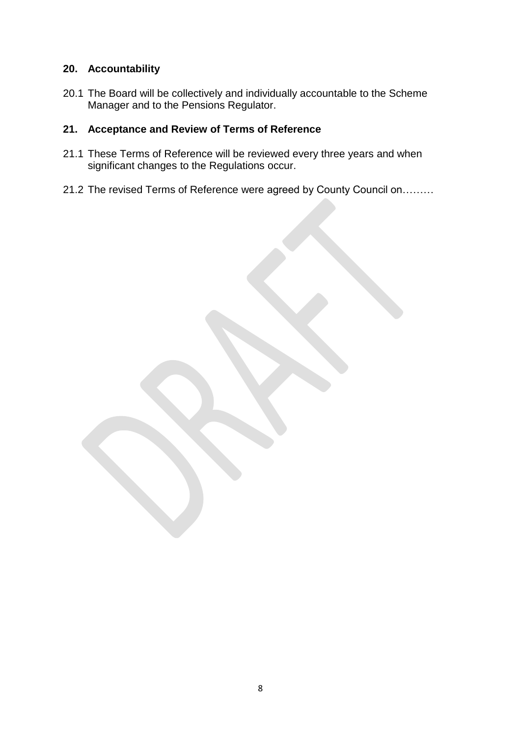## 20. Accountability

20.1 The Board will be collectively and individually accountable to the Scheme Manager and to the Pensions Regulator.

## 21. Acceptance and Review of Terms of Reference

21.1 These Terms of Reference will be reviewed every three years and when significant changes to the Regulations occur.

21.2 The revised Terms of Reference were agreed by County Council on………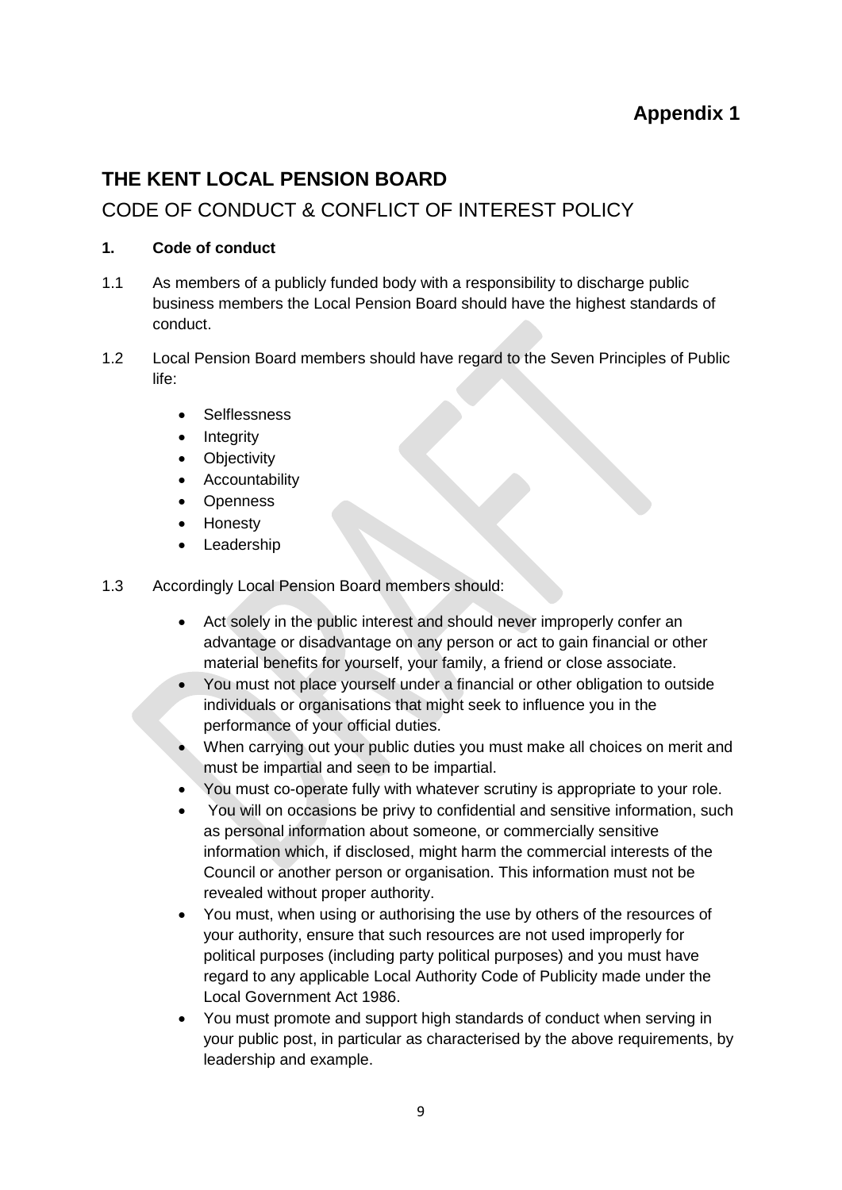**Appendix 1**

# THE KENT LOCAL PENSION BOARD

## CODE OF CONDUCT & CONFLICT OF INTEREST POLICY

### 1. Code of conduct

1.1 As members of a publicly funded body with a responsibility to discharge public business members the Local Pension Board should have the highest standards of conduct.

1.2 Local Pension Board members should have regard to the Seven Principles of Public life:

- Selflessness
- Integrity
- Objectivity
- Accountability
- Openness
- Honesty
- Leadership

1.3 Accordingly Local Pension Board members should:

- Act solely in the public interest and should never improperly confer an advantage or disadvantage on any person or act to gain financial or other material benefits for yourself, your family, a friend or close associate.
- You must not place yourself under a financial or other obligation to outside individuals or organisations that might seek to influence you in the performance of your official duties.
- When carrying out your public duties you must make all choices on merit and must be impartial and seen to be impartial.
- You must co-operate fully with whatever scrutiny is appropriate to your role.
- You will on occasions be privy to confidential and sensitive information, such as personal information about someone, or commercially sensitive information which, if disclosed, might harm the commercial interests of the Council or another person or organisation. This information must not be revealed without proper authority.
- You must, when using or authorising the use by others of the resources of your authority, ensure that such resources are not used improperly for political purposes (including party political purposes) and you must have regard to any applicable Local Authority Code of Publicity made under the Local Government Act 1986.
- You must promote and support high standards of conduct when serving in your public post, in particular as characterised by the above requirements, by leadership and example.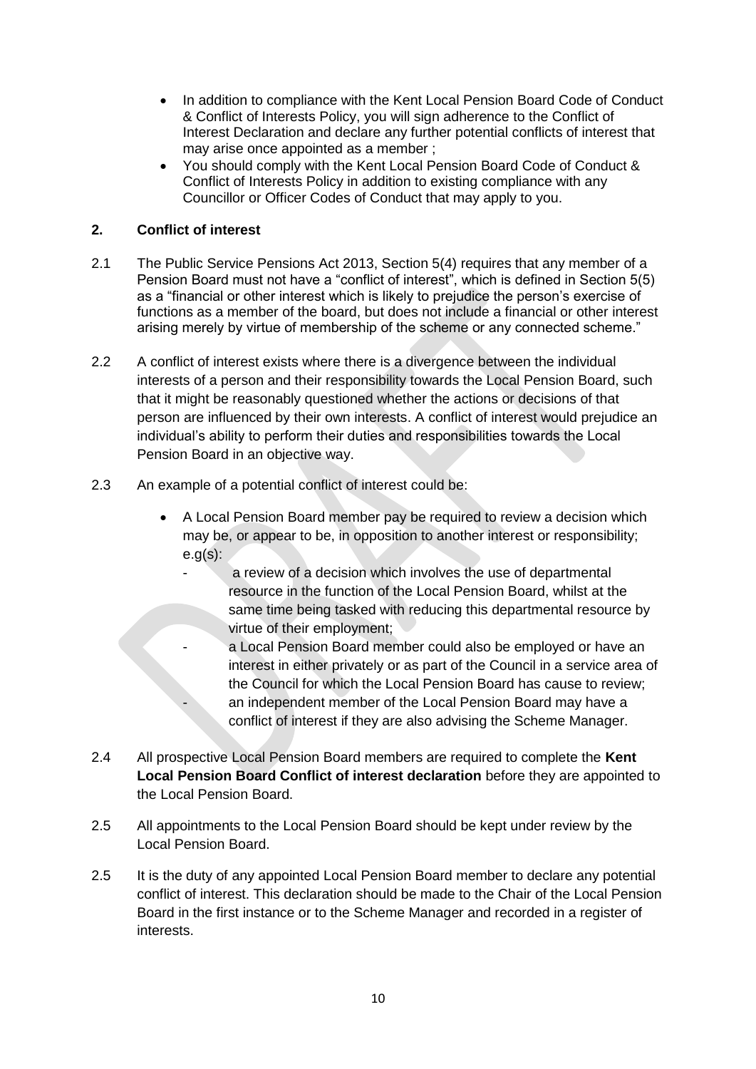- In addition to compliance with the Kent Local Pension Board Code of Conduct & Conflict of Interests Policy, you will sign adherence to the Conflict of Interest Declaration and declare any further potential conflicts of interest that may arise once appointed as a member ;
- You should comply with the Kent Local Pension Board Code of Conduct & Conflict of Interests Policy in addition to existing compliance with any Councillor or Officer Codes of Conduct that may apply to you.

## 2. Conflict of interest

2.1 The Public Service Pensions Act 2013, Section 5(4) requires that any member of a Pension Board must not have a "conflict of interest", which is defined in Section 5(5) as a "financial or other interest which is likely to prejudice the person's exercise of functions as a member of the board, but does not include a financial or other interest arising merely by virtue of membership of the scheme or any connected scheme."

2.2 A conflict of interest exists where there is a divergence between the individual interests of a person and their responsibility towards the Local Pension Board, such that it might be reasonably questioned whether the actions or decisions of that person are influenced by their own interests. A conflict of interest would prejudice an individual's ability to perform their duties and responsibilities towards the Local Pension Board in an objective way.

2.3 An example of a potential conflict of interest could be:

- A Local Pension Board member pay be required to review a decision which may be, or appear to be, in opposition to another interest or responsibility; e.g(s):
  - a review of a decision which involves the use of departmental resource in the function of the Local Pension Board, whilst at the same time being tasked with reducing this departmental resource by virtue of their employment;
  - a Local Pension Board member could also be employed or have an interest in either privately or as part of the Council in a service area of the Council for which the Local Pension Board has cause to review;
  - an independent member of the Local Pension Board may have a conflict of interest if they are also advising the Scheme Manager.

2.4 All prospective Local Pension Board members are required to complete the **Kent Local Pension Board Conflict of interest declaration** before they are appointed to the Local Pension Board.

2.5 All appointments to the Local Pension Board should be kept under review by the Local Pension Board.

2.5 It is the duty of any appointed Local Pension Board member to declare any potential conflict of interest. This declaration should be made to the Chair of the Local Pension Board in the first instance or to the Scheme Manager and recorded in a register of interests.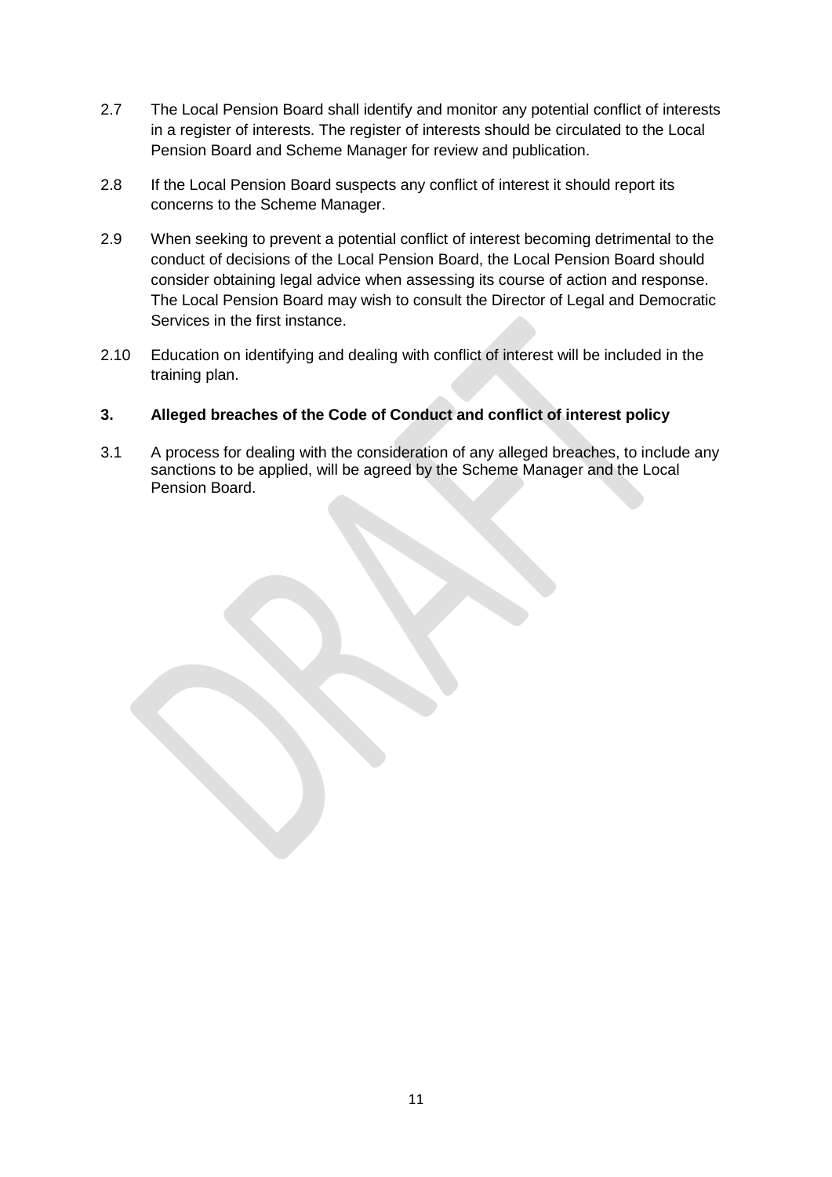2.7 The Local Pension Board shall identify and monitor any potential conflict of interests in a register of interests. The register of interests should be circulated to the Local Pension Board and Scheme Manager for review and publication.

2.8 If the Local Pension Board suspects any conflict of interest it should report its concerns to the Scheme Manager.

2.9 When seeking to prevent a potential conflict of interest becoming detrimental to the conduct of decisions of the Local Pension Board, the Local Pension Board should consider obtaining legal advice when assessing its course of action and response. The Local Pension Board may wish to consult the Director of Legal and Democratic Services in the first instance.

2.10 Education on identifying and dealing with conflict of interest will be included in the training plan.

## 3. Alleged breaches of the Code of Conduct and conflict of interest policy

3.1 A process for dealing with the consideration of any alleged breaches, to include any sanctions to be applied, will be agreed by the Scheme Manager and the Local Pension Board.